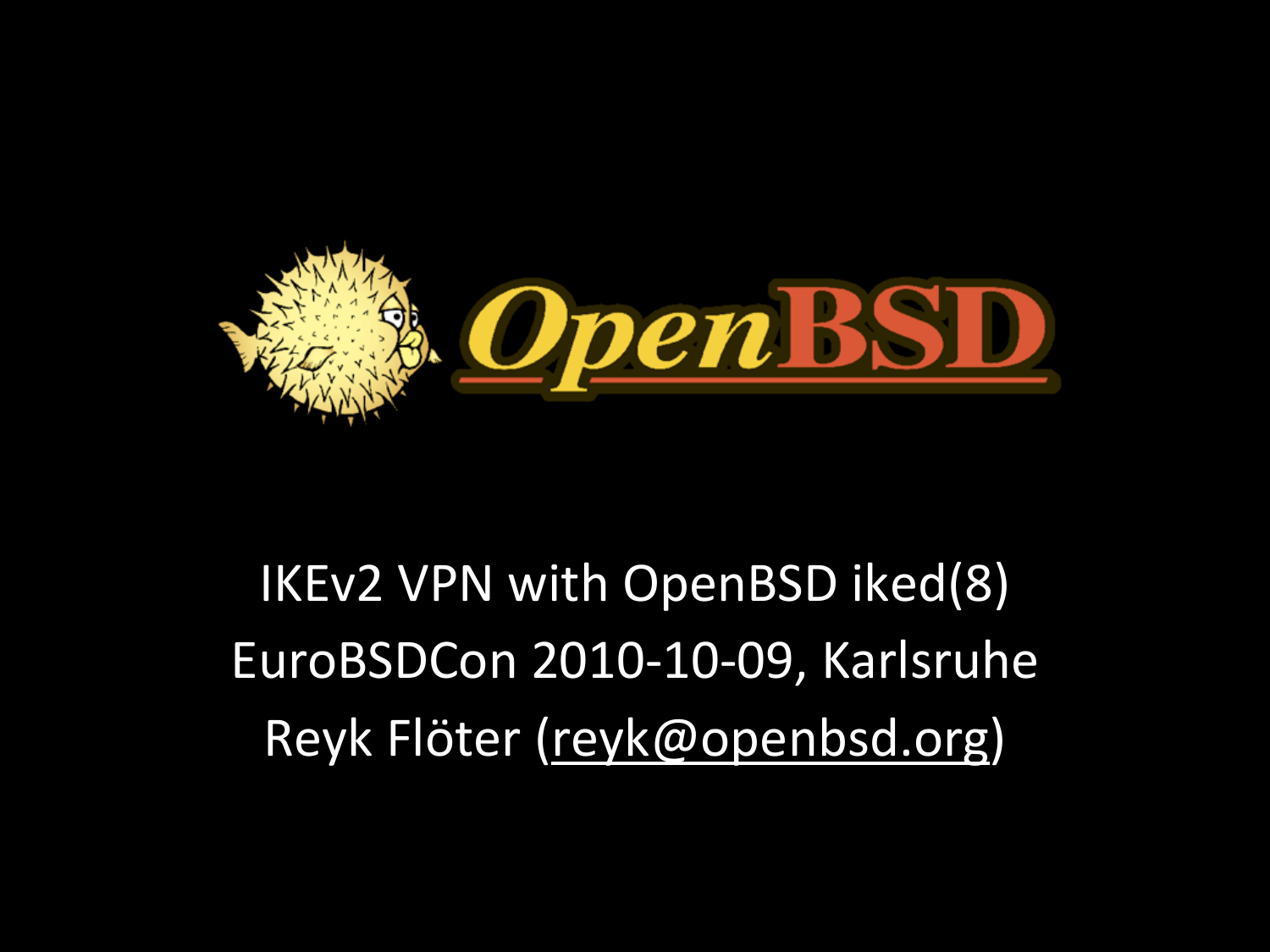# IKEv2 VPN with OpenBSD iked(8)

EuroBSDCon 2010-10-09, Karlsruhe

Reyk Flöter (reyk@openbsd.org)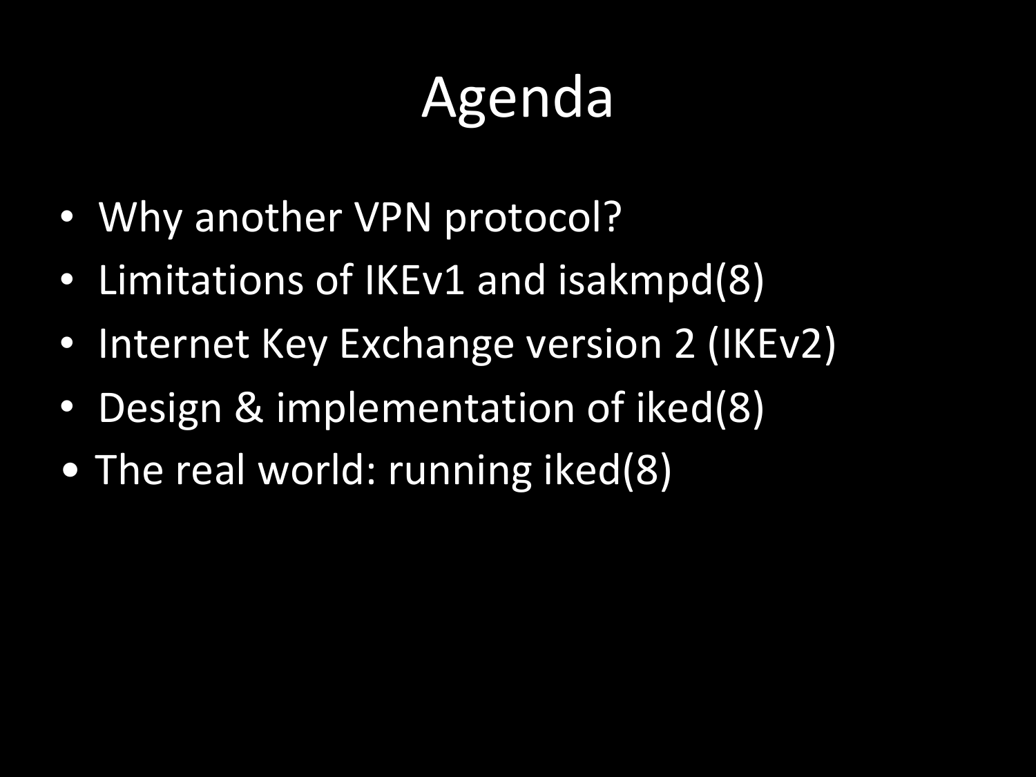# Agenda

- Why another VPN protocol?
- Limitations of IKEv1 and isakmpd(8)
- Internet Key Exchange version 2 (IKEv2)
- Design & implementation of iked(8)
- The real world: running iked(8)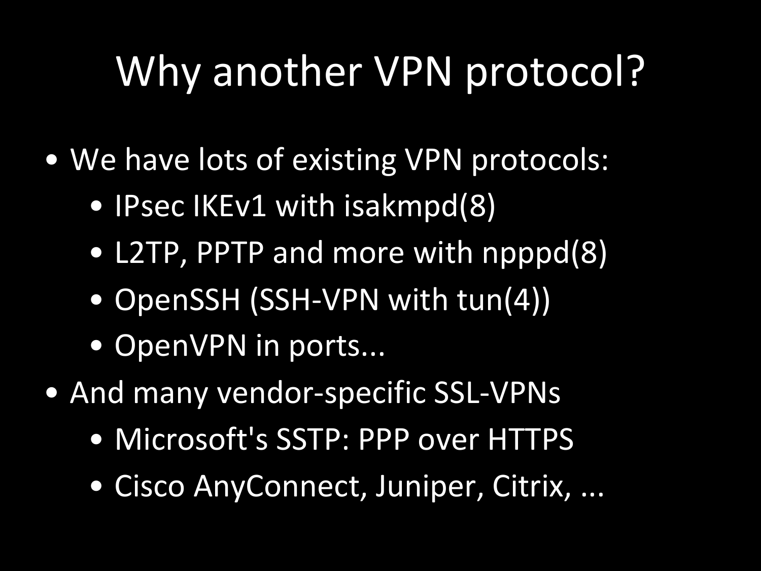# Why another VPN protocol?

- We have lots of existing VPN protocols:
  - IPsec IKEv1 with isakmpd(8)
  - L2TP, PPTP and more with npppd(8)
  - OpenSSH (SSH-VPN with tun(4))
  - OpenVPN in ports...
- And many vendor-specific SSL-VPNs
  - Microsoft's SSTP: PPP over HTTPS
  - Cisco AnyConnect, Juniper, Citrix, ...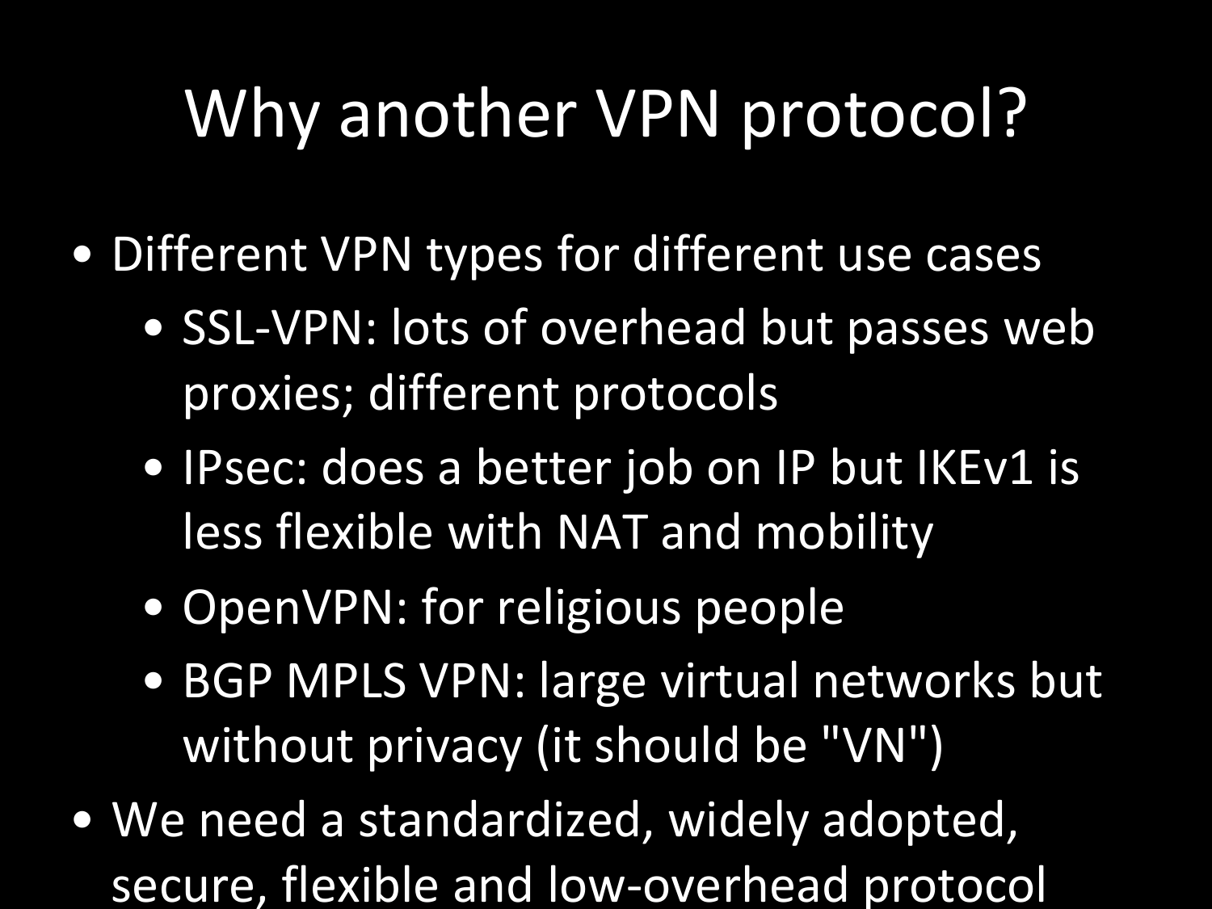# Why another VPN protocol?

- Different VPN types for different use cases
  - SSL-VPN: lots of overhead but passes web proxies; different protocols
  - IPsec: does a better job on IP but IKEv1 is less flexible with NAT and mobility
  - OpenVPN: for religious people
  - BGP MPLS VPN: large virtual networks but without privacy (it should be "VN")
- We need a standardized, widely adopted, secure, flexible and low-overhead protocol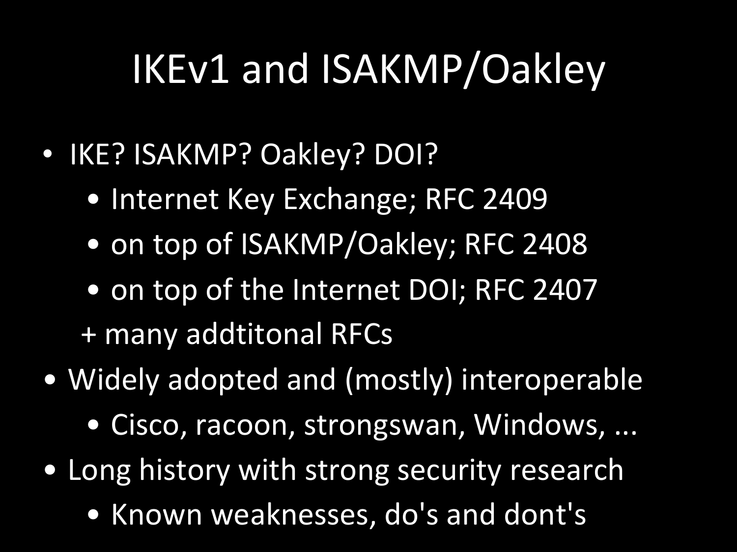# IKEv1 and ISAKMP/Oakley

- IKE? ISAKMP? Oakley? DOI?
  - Internet Key Exchange; RFC 2409
  - on top of ISAKMP/Oakley; RFC 2408
  - on top of the Internet DOI; RFC 2407

  + many addtitonal RFCs
- Widely adopted and (mostly) interoperable
  - Cisco, racoon, strongswan, Windows, ...
- Long history with strong security research
  - Known weaknesses, do's and dont's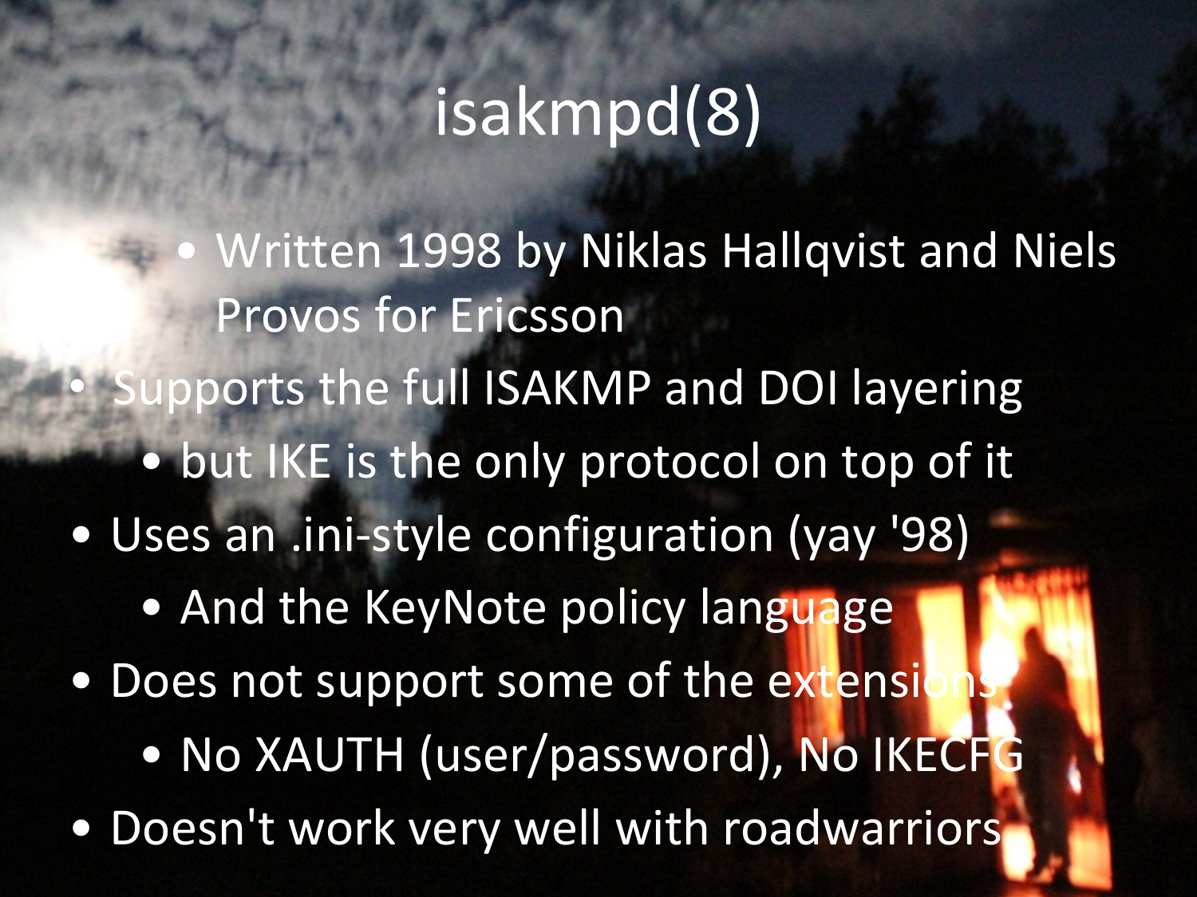# isakmpd(8)

- Written 1998 by Niklas Hallqvist and Niels Provos for Ericsson
- Supports the full ISAKMP and DOI layering
  - but IKE is the only protocol on top of it
- Uses an .ini-style configuration (yay '98)
  - And the KeyNote policy language
- Does not support some of the extensions
  - No XAUTH (user/password), No IKECFG
- Doesn't work very well with roadwarriors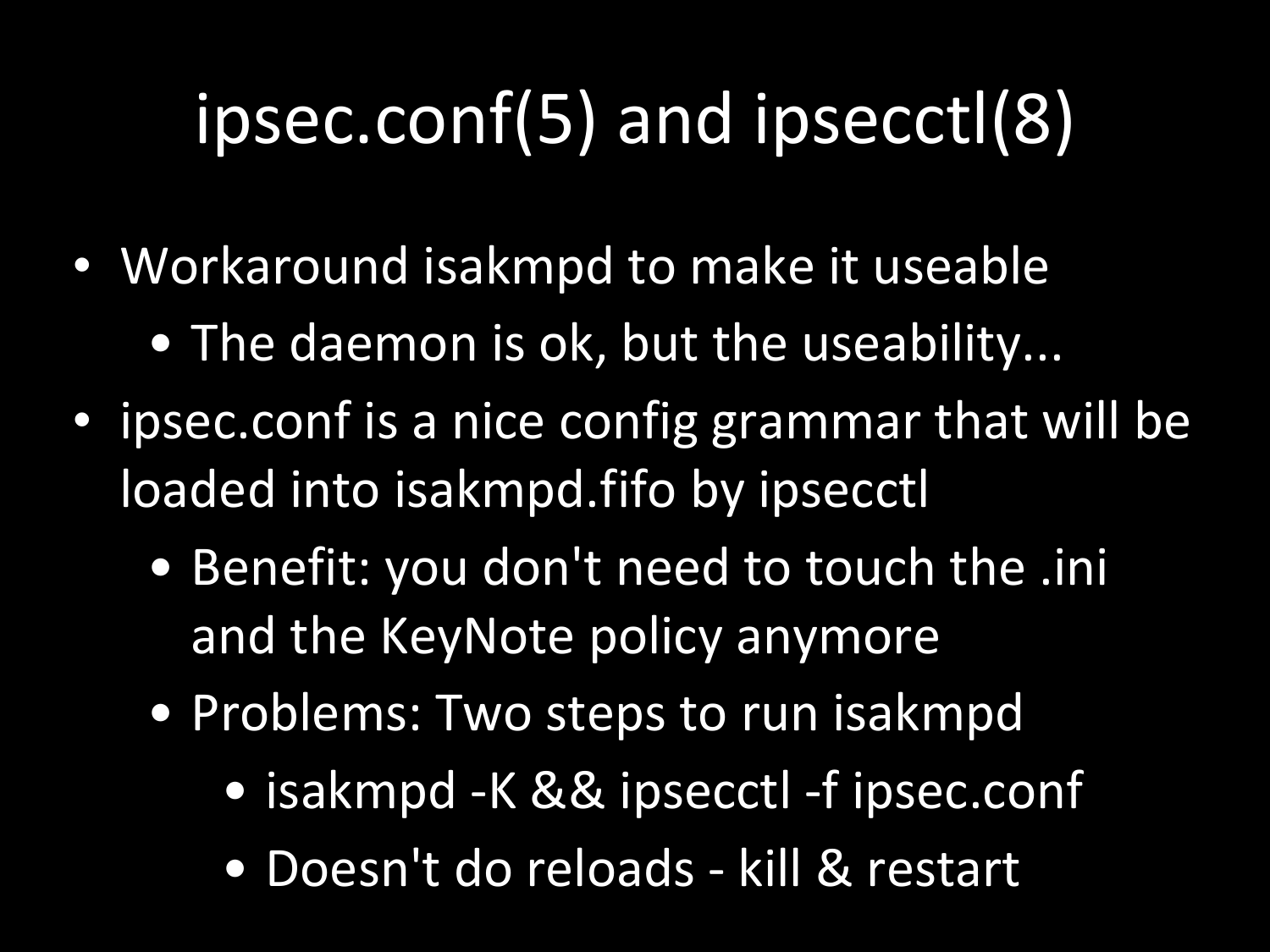# ipsec.conf(5) and ipsecctl(8)

- Workaround isakmpd to make it useable
  - The daemon is ok, but the useability...
- ipsec.conf is a nice config grammar that will be loaded into isakmpd.fifo by ipsecctl
  - Benefit: you don't need to touch the .ini and the KeyNote policy anymore
  - Problems: Two steps to run isakmpd
    - isakmpd -K && ipsecctl -f ipsec.conf
    - Doesn't do reloads - kill & restart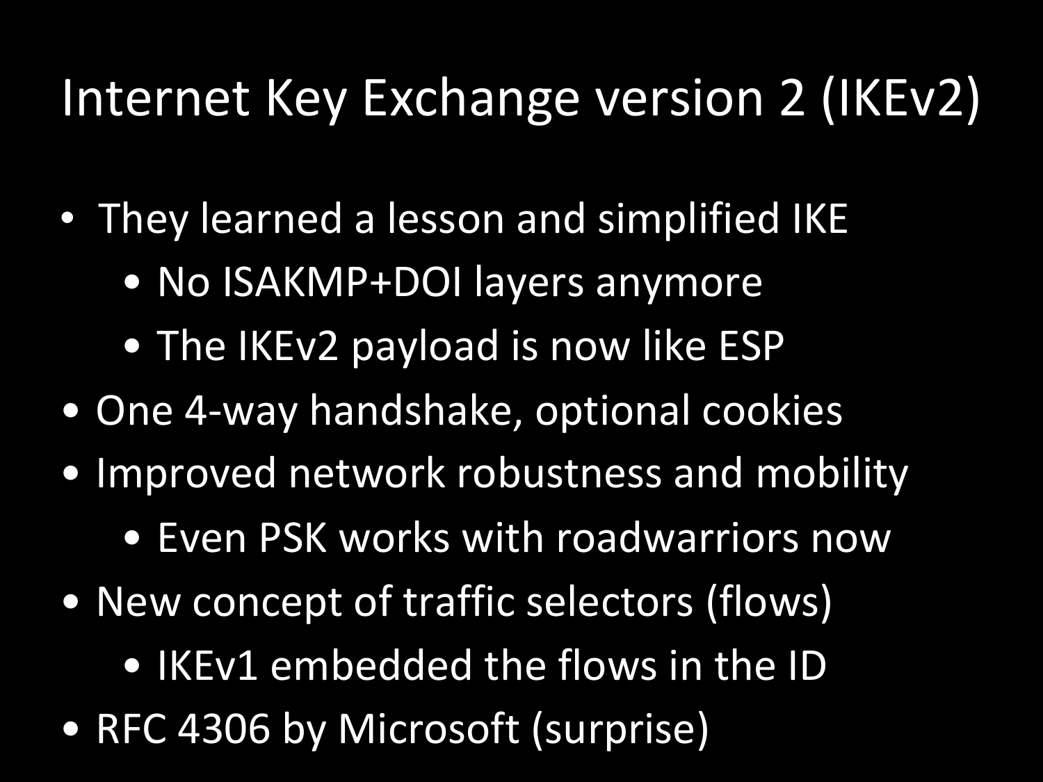# Internet Key Exchange version 2 (IKEv2)

- They learned a lesson and simplified IKE
  - No ISAKMP+DOI layers anymore
  - The IKEv2 payload is now like ESP
- One 4-way handshake, optional cookies
- Improved network robustness and mobility
  - Even PSK works with roadwarriors now
- New concept of traffic selectors (flows)
  - IKEv1 embedded the flows in the ID
- RFC 4306 by Microsoft (surprise)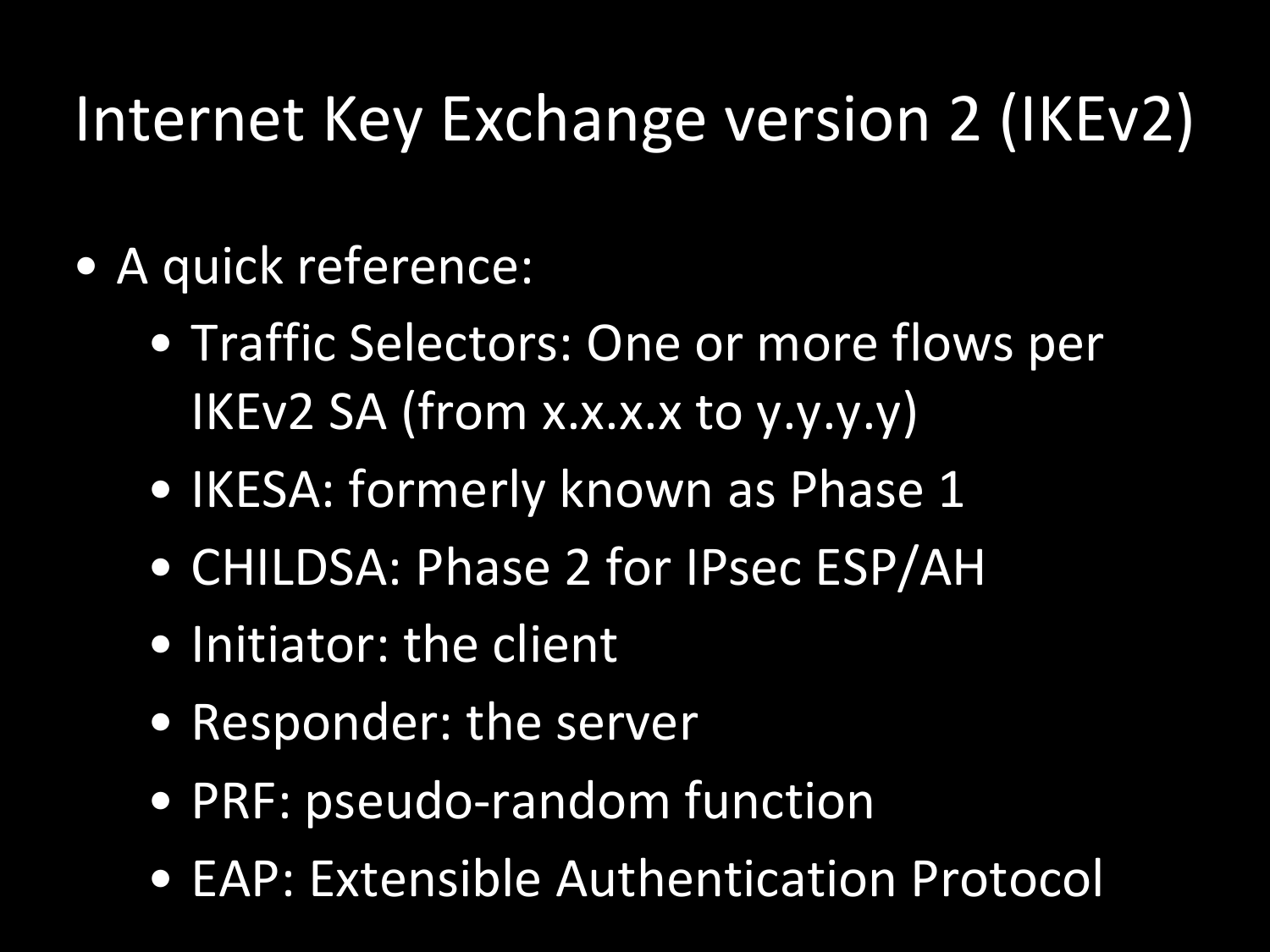# Internet Key Exchange version 2 (IKEv2)

- A quick reference:
  - Traffic Selectors: One or more flows per IKEv2 SA (from x.x.x.x to y.y.y.y)
  - IKESA: formerly known as Phase 1
  - CHILDSA: Phase 2 for IPsec ESP/AH
  - Initiator: the client
  - Responder: the server
  - PRF: pseudo-random function
  - EAP: Extensible Authentication Protocol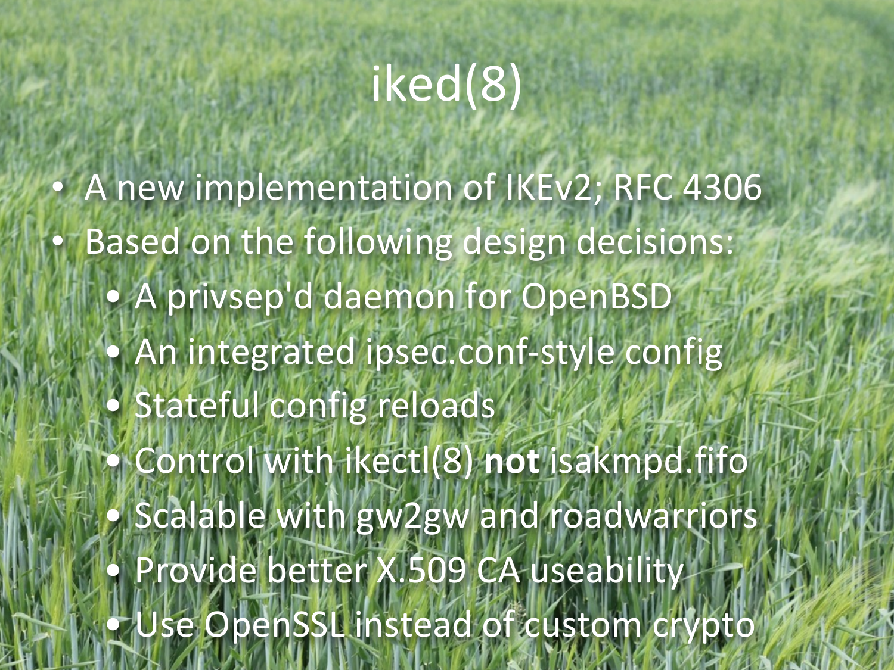# iked(8)

- A new implementation of IKEv2; RFC 4306
- Based on the following design decisions:
  - A privsep'd daemon for OpenBSD
  - An integrated ipsec.conf-style config
  - Stateful config reloads
  - Control with ikectl(8) **not** isakmpd.fifo
  - Scalable with gw2gw and roadwarriors
  - Provide better X.509 CA useability
  - Use OpenSSL instead of custom crypto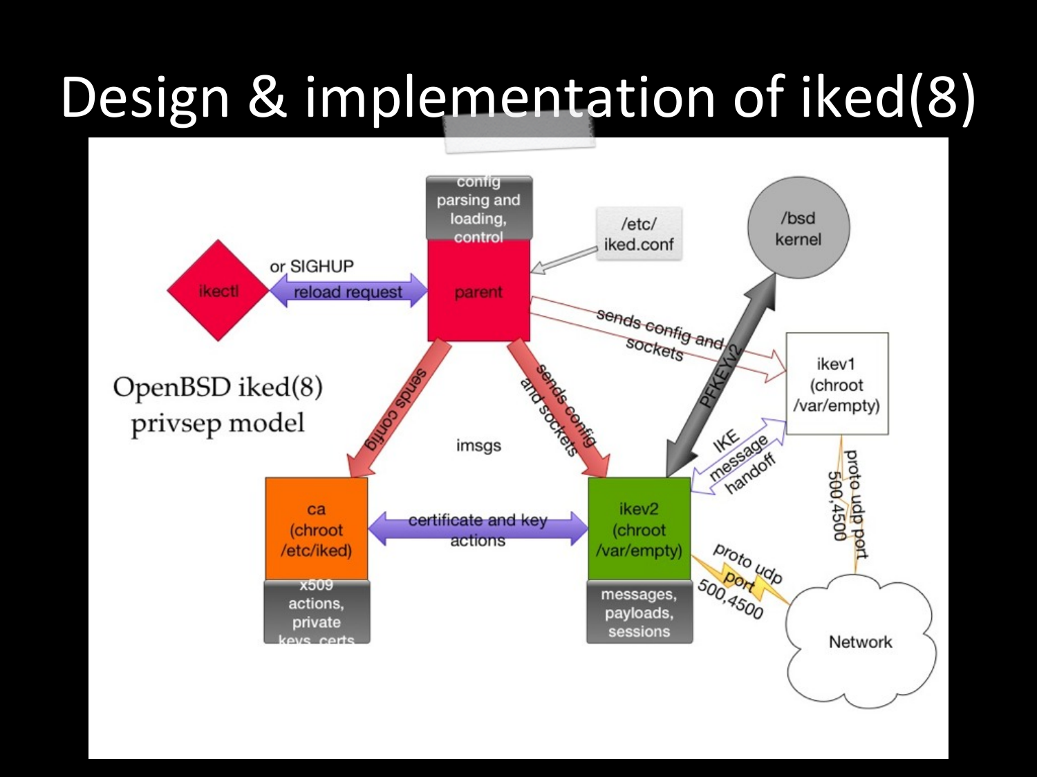# Design & implementation of iked(8)

OpenBSD iked(8) privsep model

- config parsing and loading, control
- parent
- ikectl
- or SIGHUP
- reload request
- /etc/iked.conf
- /bsd kernel
- sends config and sockets
- ikev1 (chroot /var/empty)
- PFKEYv2
- sends config
- sends config and sockets
- imsgs
- IKE message handoff
- ca (chroot /etc/iked)
- certificate and key actions
- ikev2 (chroot /var/empty)
- proto udp port 500,4500
- proto udp port 500,4500
- x509 actions, private keys, certs
- messages, payloads, sessions
- Network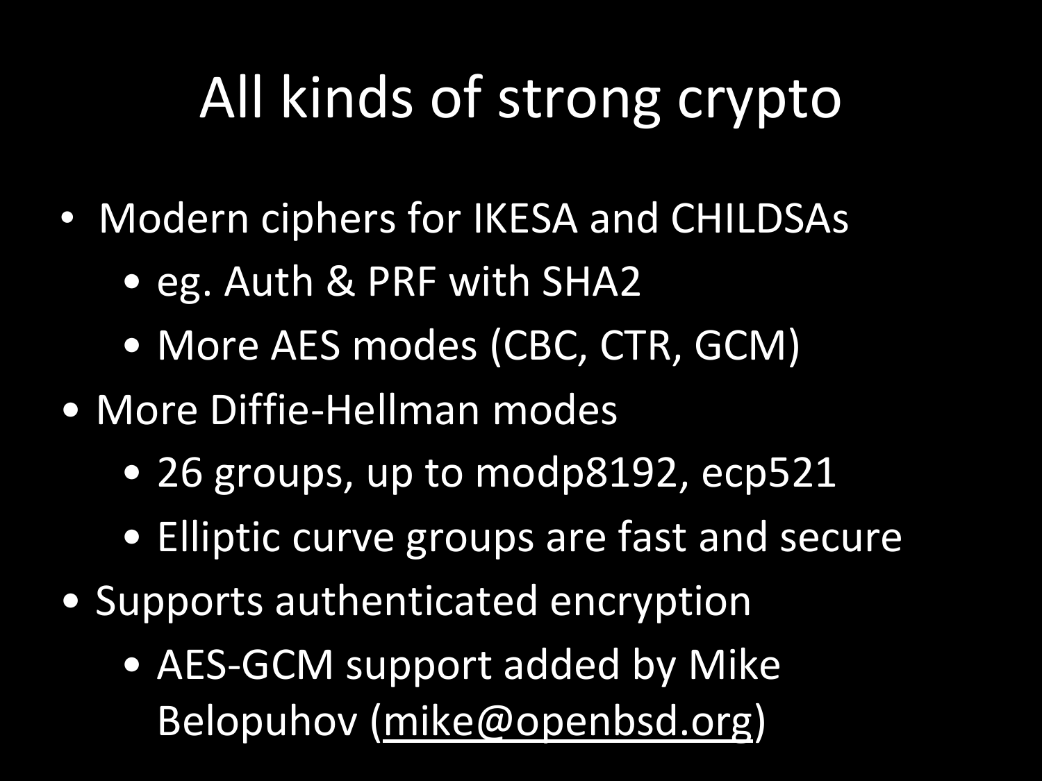# All kinds of strong crypto

- Modern ciphers for IKESA and CHILDSAs
  - eg. Auth & PRF with SHA2
  - More AES modes (CBC, CTR, GCM)
- More Diffie-Hellman modes
  - 26 groups, up to modp8192, ecp521
  - Elliptic curve groups are fast and secure
- Supports authenticated encryption
  - AES-GCM support added by Mike Belopuhov (mike@openbsd.org)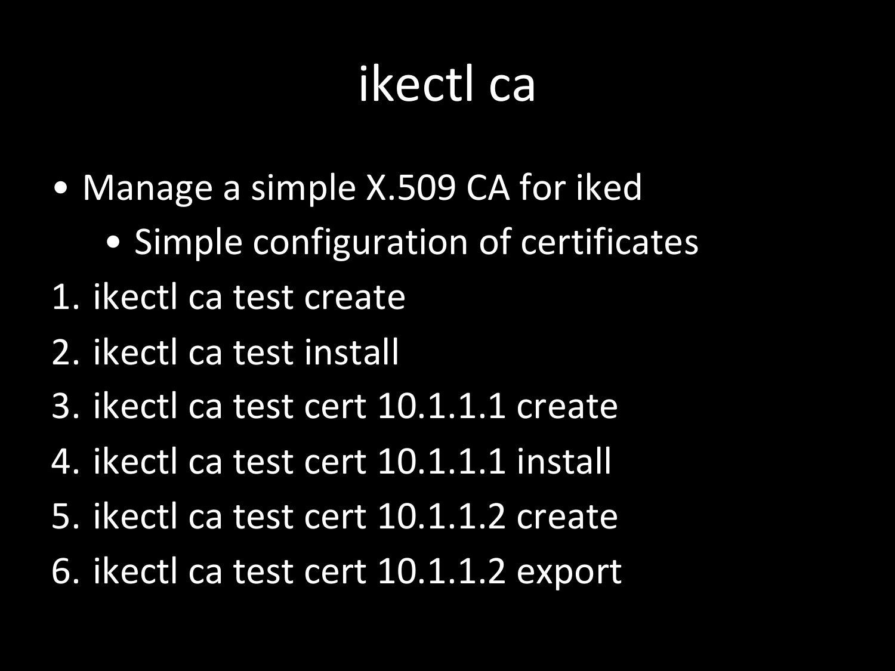# ikectl ca

- Manage a simple X.509 CA for iked
    - Simple configuration of certificates

1. ikectl ca test create
2. ikectl ca test install
3. ikectl ca test cert 10.1.1.1 create
4. ikectl ca test cert 10.1.1.1 install
5. ikectl ca test cert 10.1.1.2 create
6. ikectl ca test cert 10.1.1.2 export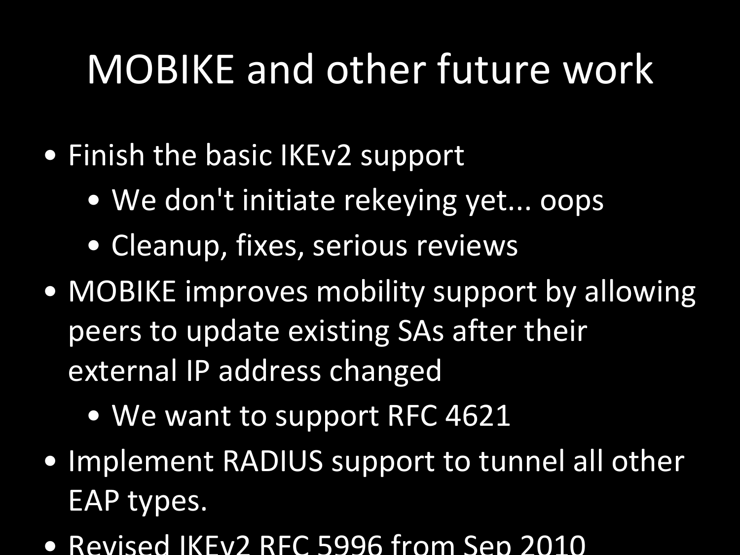# MOBIKE and other future work

- Finish the basic IKEv2 support
  - We don't initiate rekeying yet... oops
  - Cleanup, fixes, serious reviews
- MOBIKE improves mobility support by allowing peers to update existing SAs after their external IP address changed
  - We want to support RFC 4621
- Implement RADIUS support to tunnel all other EAP types.
- Revised IKEv2 RFC 5996 from Sep 2010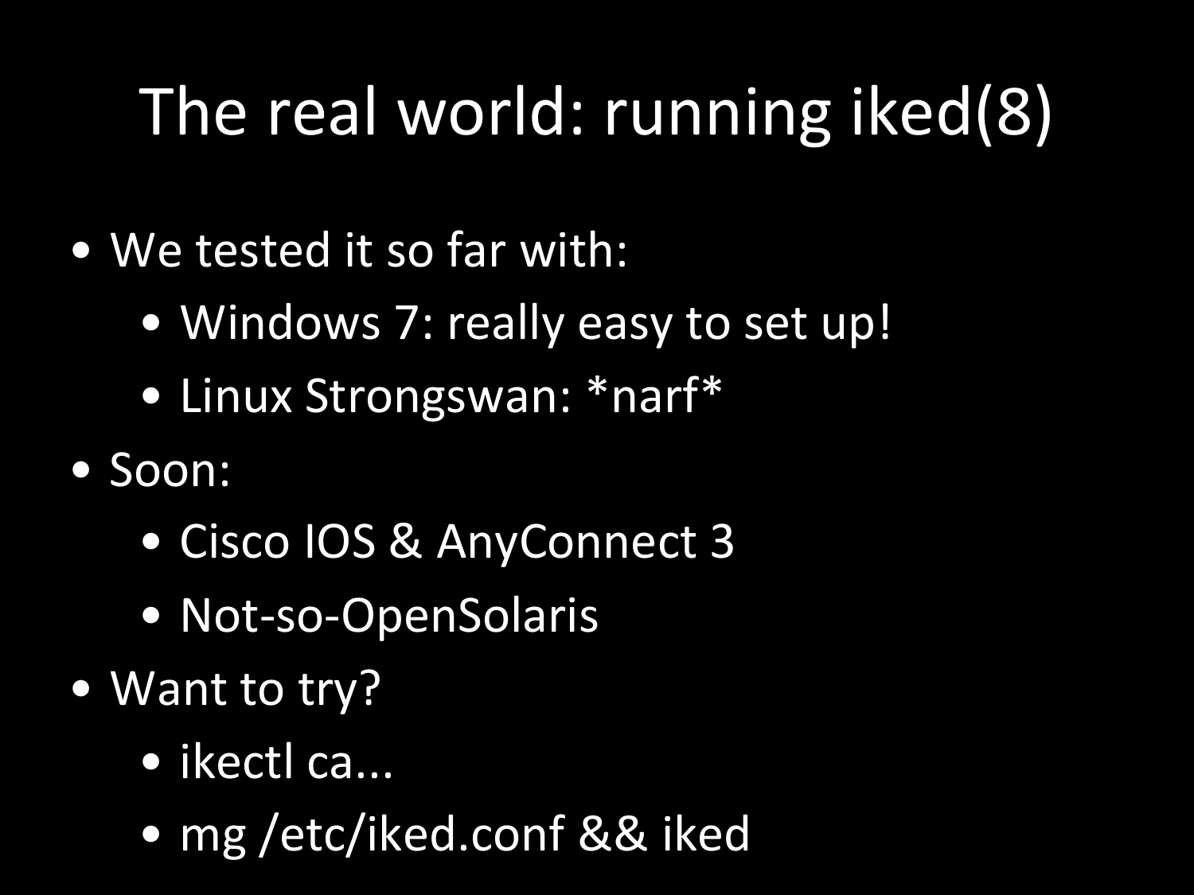# The real world: running iked(8)

- We tested it so far with:
  - Windows 7: really easy to set up!
  - Linux Strongswan: *narf*
- Soon:
  - Cisco IOS & AnyConnect 3
  - Not-so-OpenSolaris
- Want to try?
  - ikectl ca...
  - mg /etc/iked.conf && iked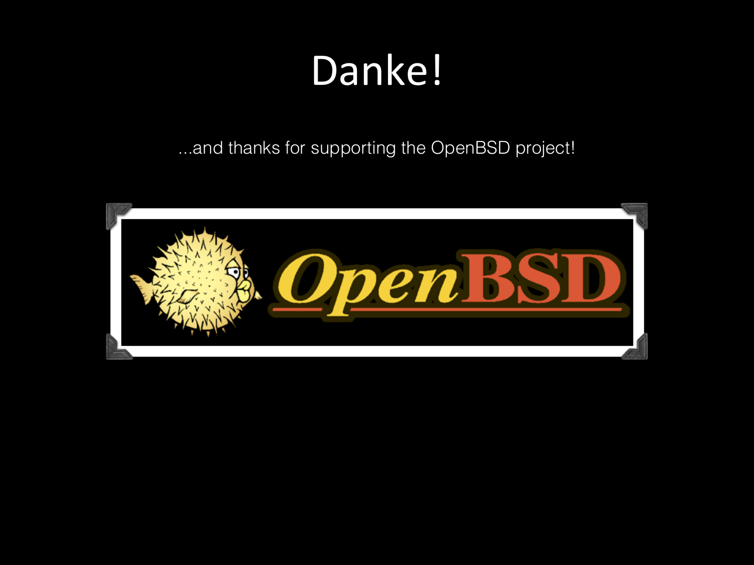# Danke!

...and thanks for supporting the OpenBSD project!